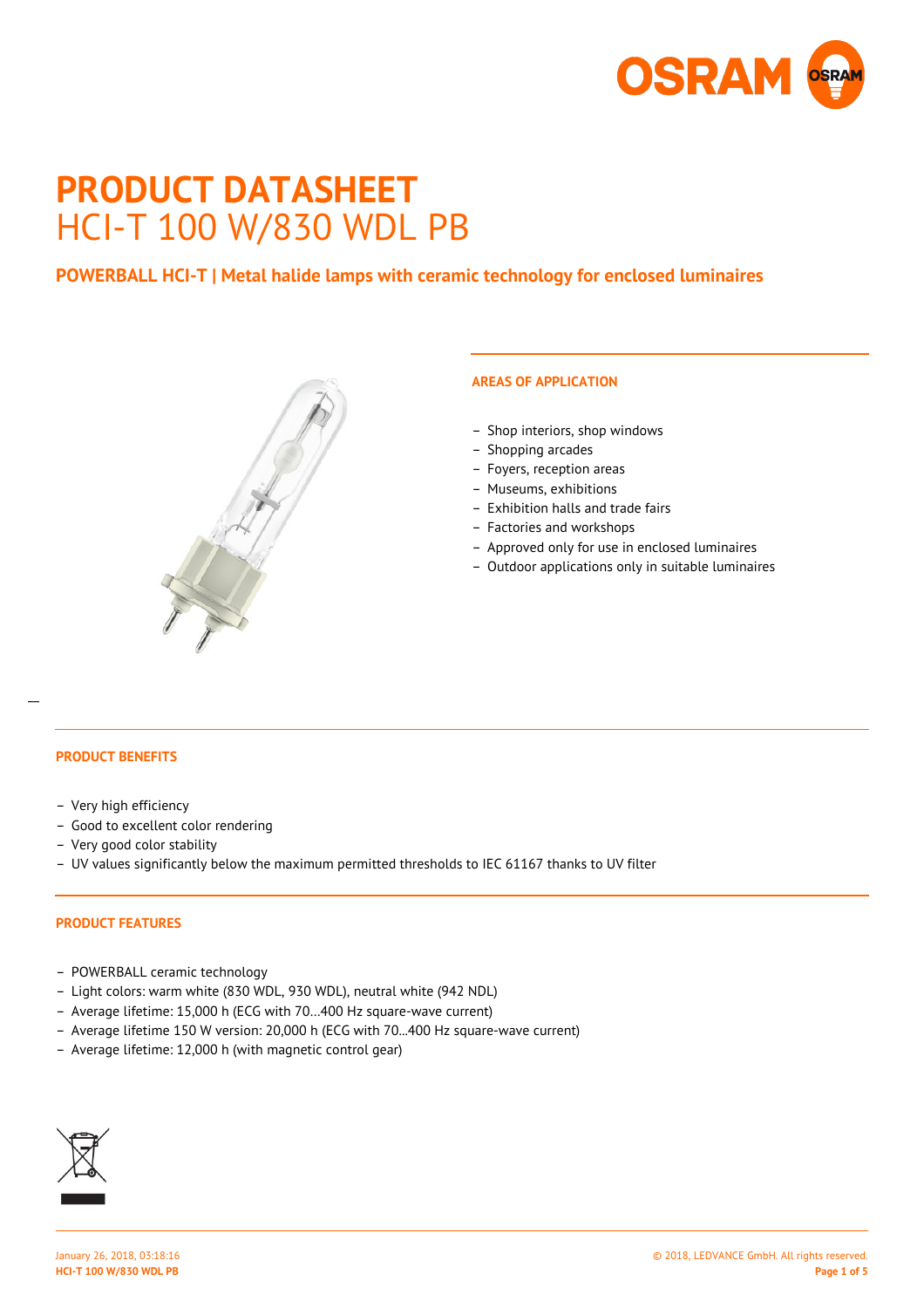# PRODUCT DATASHEET

## HCI-T 100 W/830 WDL PB

### POWERBALL HCI-T | Metal halide lamps with ceramic technology for enclosed luminaires

#### AREAS OF APPLICATION

- Shop interiors, shop windows
- Shopping arcades
- Foyers, reception areas
- Museums, exhibitions
- Exhibition halls and trade fairs
- Factories and workshops
- Approved only for use in enclosed luminaires
- Outdoor applications only in suitable luminaires

#### PRODUCT BENEFITS

- Very high efficiency
- Good to excellent color rendering
- Very good color stability
- UV values significantly below the maximum permitted thresholds to IEC 61167 thanks to UV filter

#### PRODUCT FEATURES

- POWERBALL ceramic technology
- Light colors: warm white (830 WDL, 930 WDL), neutral white (942 NDL)
- Average lifetime: 15,000 h (ECG with 70…400 Hz square-wave current)
- Average lifetime 150 W version: 20,000 h (ECG with 70…400 Hz square-wave current)
- Average lifetime: 12,000 h (with magnetic control gear)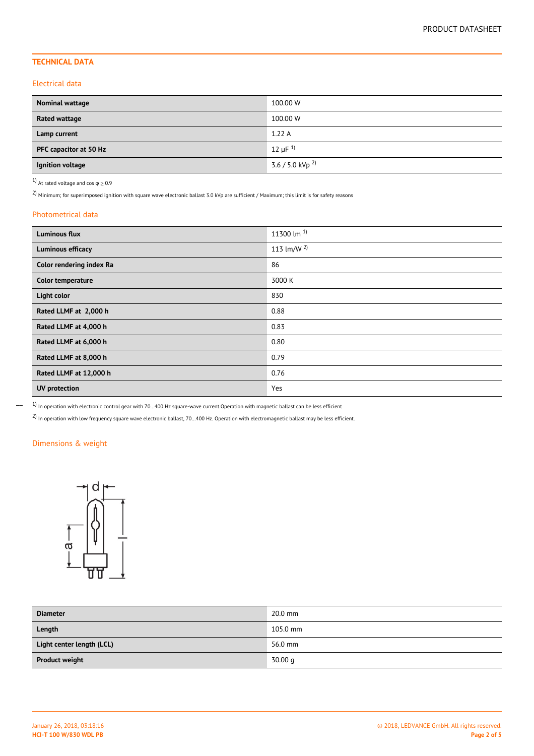## TECHNICAL DATA

### Electrical data

| | |
|---|---|
| **Nominal wattage** | 100.00 W |
| **Rated wattage** | 100.00 W |
| **Lamp current** | 1.22 A |
| **PFC capacitor at 50 Hz** | 12 µF [1] |
| **Ignition voltage** | 3.6 / 5.0 kVp [2] |

[1] At rated voltage and cos φ ≥ 0.9

[2] Minimum; for superimposed ignition with square wave electronic ballast 3.0 kVp are sufficient / Maximum; this limit is for safety reasons

### Photometrical data

| | |
|---|---|
| **Luminous flux** | 11300 lm [1] |
| **Luminous efficacy** | 113 lm/W [2] |
| **Color rendering index Ra** | 86 |
| **Color temperature** | 3000 K |
| **Light color** | 830 |
| **Rated LLMF at 2,000 h** | 0.88 |
| **Rated LLMF at 4,000 h** | 0.83 |
| **Rated LLMF at 6,000 h** | 0.80 |
| **Rated LLMF at 8,000 h** | 0.79 |
| **Rated LLMF at 12,000 h** | 0.76 |
| **UV protection** | Yes |

[1] In operation with electronic control gear with 70...400 Hz square-wave current.Operation with magnetic ballast can be less efficient

[2] In operation with low frequency square wave electronic ballast, 70...400 Hz. Operation with electromagnetic ballast may be less efficient.

### Dimensions & weight

| | |
|---|---|
| **Diameter** | 20.0 mm |
| **Length** | 105.0 mm |
| **Light center length (LCL)** | 56.0 mm |
| **Product weight** | 30.00 g |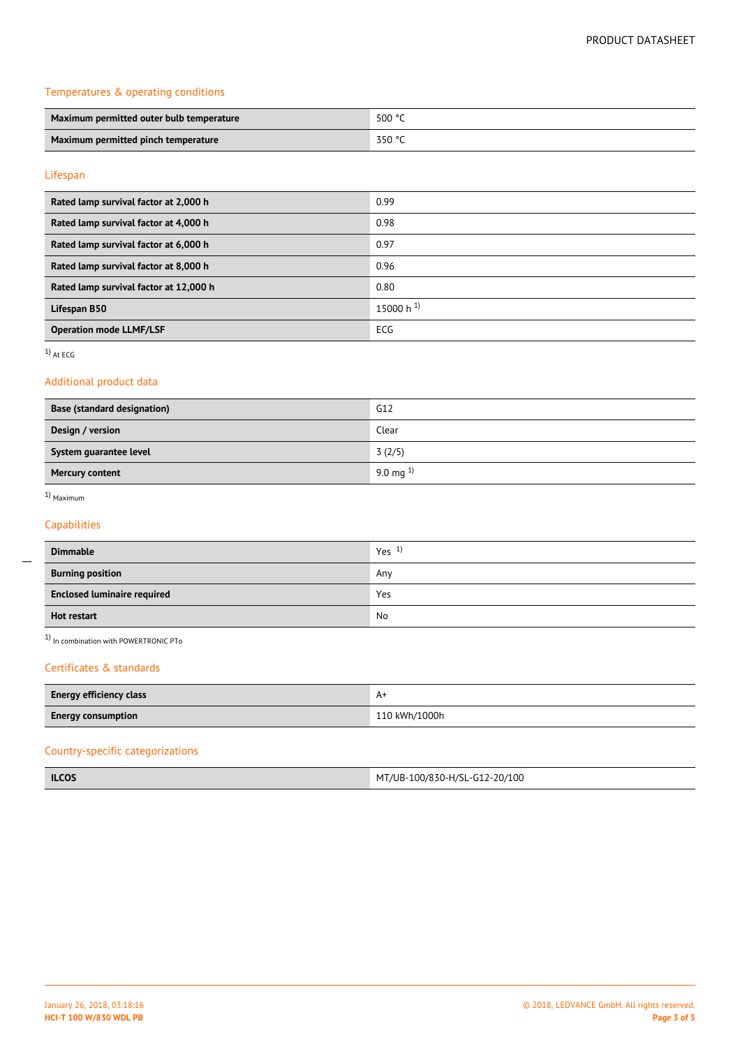## Temperatures & operating conditions

| | |
|---|---|
| **Maximum permitted outer bulb temperature** | 500 °C |
| **Maximum permitted pinch temperature** | 350 °C |

## Lifespan

| | |
|---|---|
| **Rated lamp survival factor at 2,000 h** | 0.99 |
| **Rated lamp survival factor at 4,000 h** | 0.98 |
| **Rated lamp survival factor at 6,000 h** | 0.97 |
| **Rated lamp survival factor at 8,000 h** | 0.96 |
| **Rated lamp survival factor at 12,000 h** | 0.80 |
| **Lifespan B50** | 15000 h [1] |
| **Operation mode LLMF/LSF** | ECG |

[1] At ECG

## Additional product data

| | |
|---|---|
| **Base (standard designation)** | G12 |
| **Design / version** | Clear |
| **System guarantee level** | 3 (2/5) |
| **Mercury content** | 9.0 mg [1] |

[1] Maximum

## Capabilities

| | |
|---|---|
| **Dimmable** | Yes [1] |
| **Burning position** | Any |
| **Enclosed luminaire required** | Yes |
| **Hot restart** | No |

[1] In combination with POWERTRONIC PTo

## Certificates & standards

| | |
|---|---|
| **Energy efficiency class** | A+ |
| **Energy consumption** | 110 kWh/1000h |

## Country-specific categorizations

| | |
|---|---|
| **ILCOS** | MT/UB-100/830-H/SL-G12-20/100 |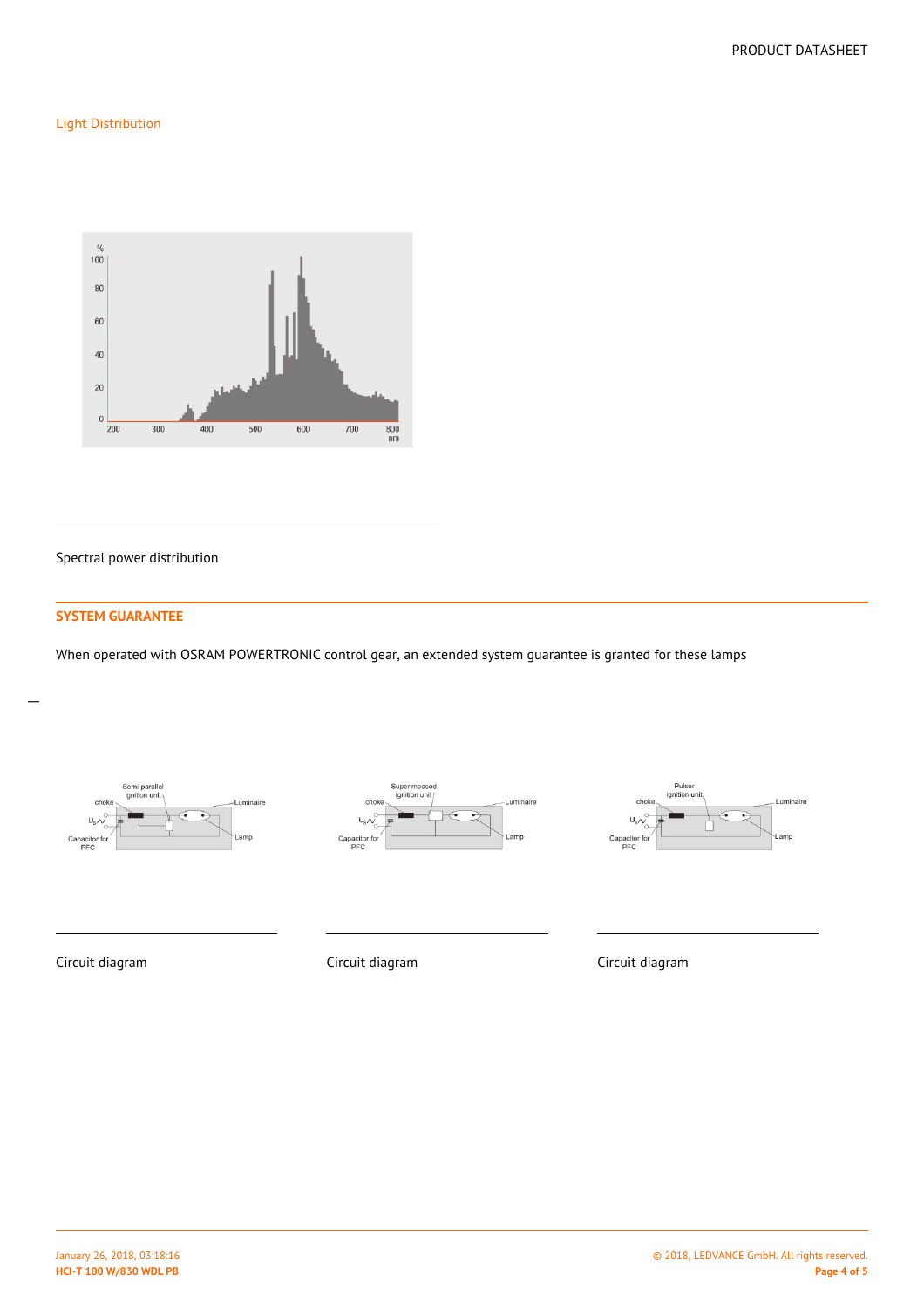## Light Distribution

Spectral power distribution

## SYSTEM GUARANTEE

When operated with OSRAM POWERTRONIC control gear, an extended system guarantee is granted for these lamps

Circuit diagram

Circuit diagram

Circuit diagram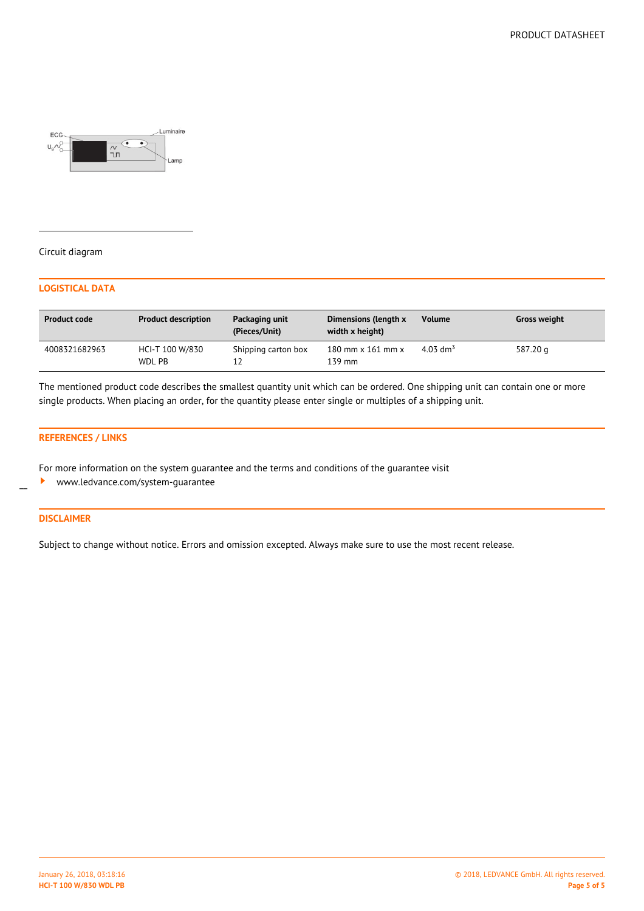ECG

Luminaire

$U_S$

Lamp

Circuit diagram

## LOGISTICAL DATA

| Product code | Product description | Packaging unit (Pieces/Unit) | Dimensions (length x width x height) | Volume | Gross weight |
|---|---|---|---|---|---|
| 4008321682963 | HCI-T 100 W/830 WDL PB | Shipping carton box 12 | 180 mm x 161 mm x 139 mm | 4.03 $dm^3$ | 587.20 g |

The mentioned product code describes the smallest quantity unit which can be ordered. One shipping unit can contain one or more single products. When placing an order, for the quantity please enter single or multiples of a shipping unit.

## REFERENCES / LINKS

For more information on the system guarantee and the terms and conditions of the guarantee visit

- www.ledvance.com/system-guarantee

## DISCLAIMER

Subject to change without notice. Errors and omission excepted. Always make sure to use the most recent release.